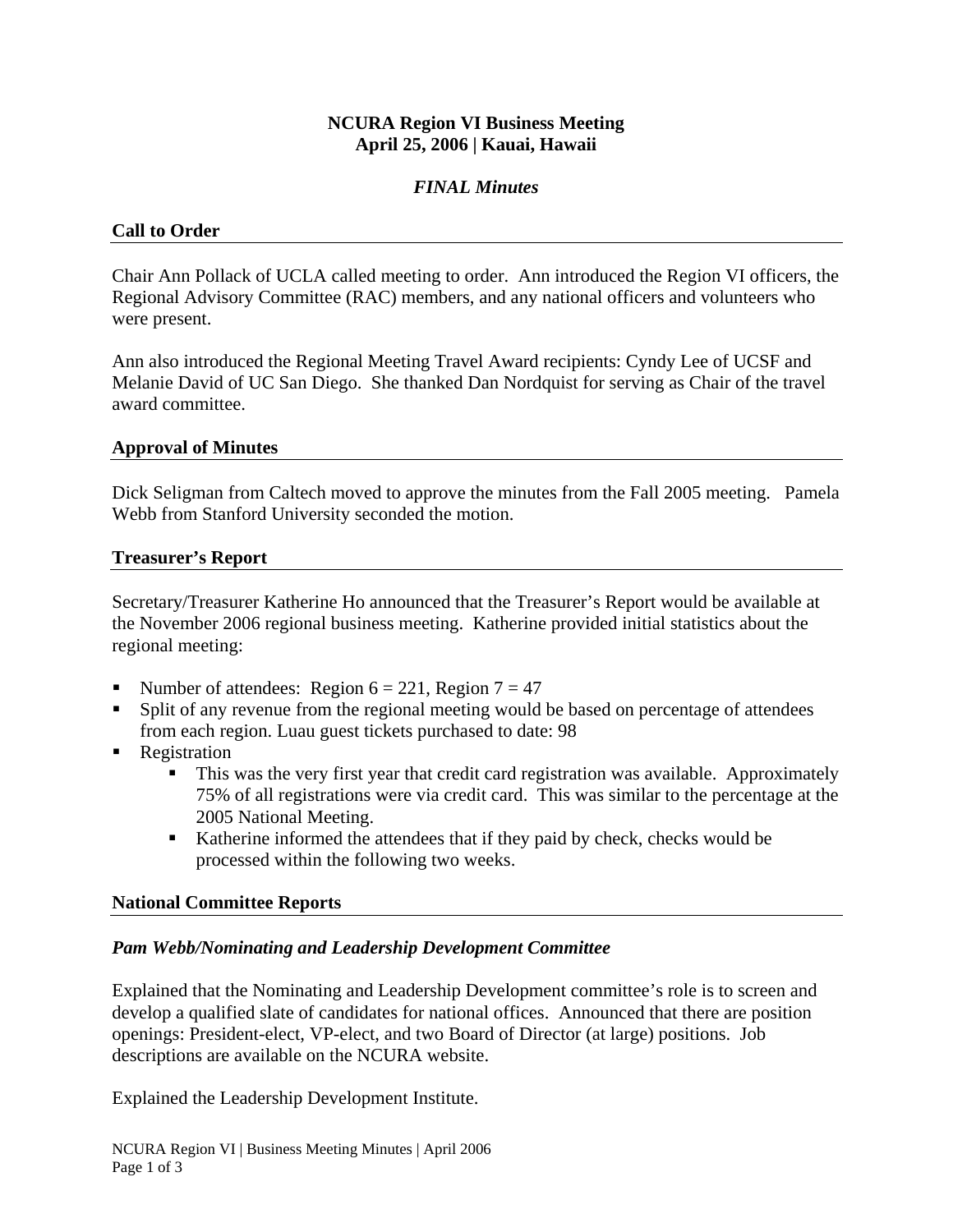# NCURA Region VI Business Meeting
# April 25, 2006 | Kauai, Hawaii

*FINAL Minutes*

## Call to Order

Chair Ann Pollack of UCLA called meeting to order. Ann introduced the Region VI officers, the Regional Advisory Committee (RAC) members, and any national officers and volunteers who were present.

Ann also introduced the Regional Meeting Travel Award recipients: Cyndy Lee of UCSF and Melanie David of UC San Diego. She thanked Dan Nordquist for serving as Chair of the travel award committee.

## Approval of Minutes

Dick Seligman from Caltech moved to approve the minutes from the Fall 2005 meeting. Pamela Webb from Stanford University seconded the motion.

## Treasurer's Report

Secretary/Treasurer Katherine Ho announced that the Treasurer's Report would be available at the November 2006 regional business meeting. Katherine provided initial statistics about the regional meeting:

- Number of attendees: Region 6 = 221, Region 7 = 47
- Split of any revenue from the regional meeting would be based on percentage of attendees from each region. Luau guest tickets purchased to date: 98
- Registration
  - This was the very first year that credit card registration was available. Approximately 75% of all registrations were via credit card. This was similar to the percentage at the 2005 National Meeting.
  - Katherine informed the attendees that if they paid by check, checks would be processed within the following two weeks.

## National Committee Reports

### *Pam Webb/Nominating and Leadership Development Committee*

Explained that the Nominating and Leadership Development committee's role is to screen and develop a qualified slate of candidates for national offices. Announced that there are position openings: President-elect, VP-elect, and two Board of Director (at large) positions. Job descriptions are available on the NCURA website.

Explained the Leadership Development Institute.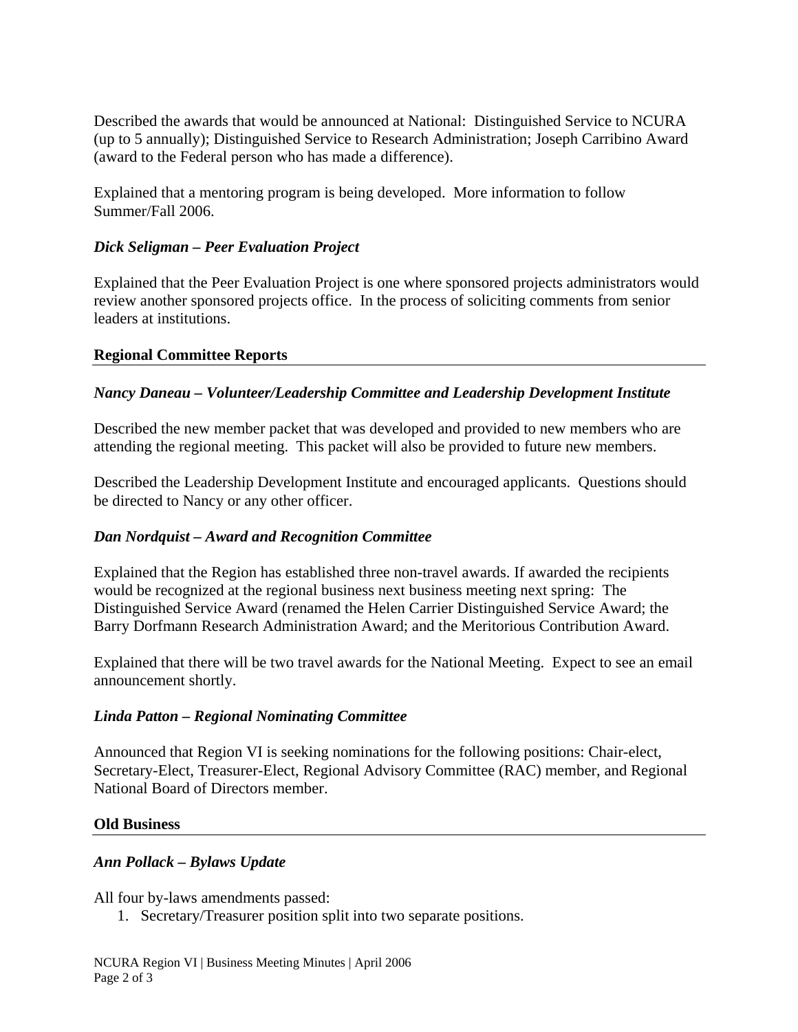Described the awards that would be announced at National: Distinguished Service to NCURA (up to 5 annually); Distinguished Service to Research Administration; Joseph Carribino Award (award to the Federal person who has made a difference).

Explained that a mentoring program is being developed. More information to follow Summer/Fall 2006.

### *Dick Seligman – Peer Evaluation Project*

Explained that the Peer Evaluation Project is one where sponsored projects administrators would review another sponsored projects office. In the process of soliciting comments from senior leaders at institutions.

## Regional Committee Reports

### *Nancy Daneau – Volunteer/Leadership Committee and Leadership Development Institute*

Described the new member packet that was developed and provided to new members who are attending the regional meeting. This packet will also be provided to future new members.

Described the Leadership Development Institute and encouraged applicants. Questions should be directed to Nancy or any other officer.

### *Dan Nordquist – Award and Recognition Committee*

Explained that the Region has established three non-travel awards. If awarded the recipients would be recognized at the regional business next business meeting next spring: The Distinguished Service Award (renamed the Helen Carrier Distinguished Service Award; the Barry Dorfmann Research Administration Award; and the Meritorious Contribution Award.

Explained that there will be two travel awards for the National Meeting. Expect to see an email announcement shortly.

### *Linda Patton – Regional Nominating Committee*

Announced that Region VI is seeking nominations for the following positions: Chair-elect, Secretary-Elect, Treasurer-Elect, Regional Advisory Committee (RAC) member, and Regional National Board of Directors member.

## Old Business

### *Ann Pollack – Bylaws Update*

All four by-laws amendments passed:

1. Secretary/Treasurer position split into two separate positions.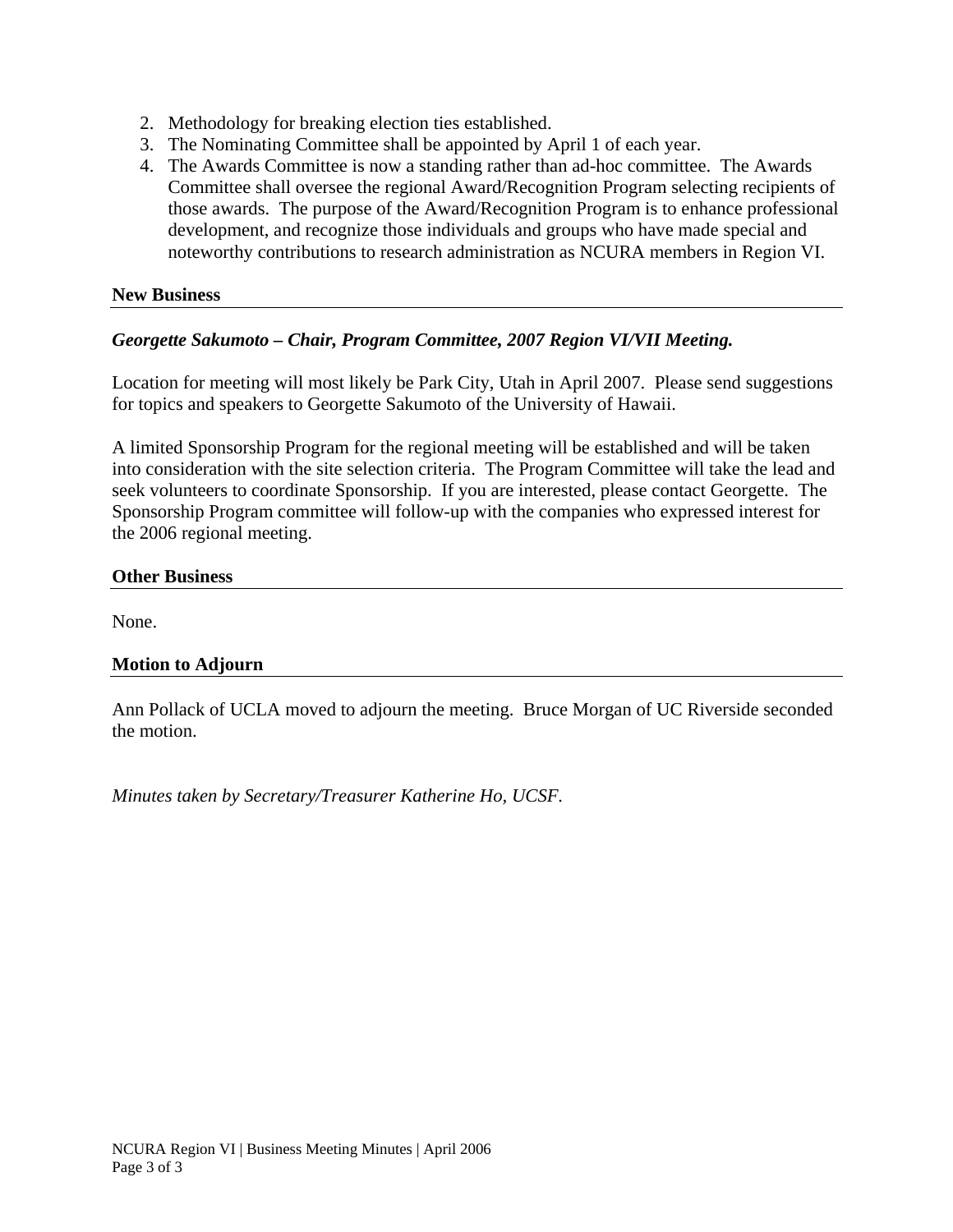2. Methodology for breaking election ties established.
3. The Nominating Committee shall be appointed by April 1 of each year.
4. The Awards Committee is now a standing rather than ad-hoc committee. The Awards Committee shall oversee the regional Award/Recognition Program selecting recipients of those awards. The purpose of the Award/Recognition Program is to enhance professional development, and recognize those individuals and groups who have made special and noteworthy contributions to research administration as NCURA members in Region VI.

## New Business

***Georgette Sakumoto – Chair, Program Committee, 2007 Region VI/VII Meeting.***

Location for meeting will most likely be Park City, Utah in April 2007. Please send suggestions for topics and speakers to Georgette Sakumoto of the University of Hawaii.

A limited Sponsorship Program for the regional meeting will be established and will be taken into consideration with the site selection criteria. The Program Committee will take the lead and seek volunteers to coordinate Sponsorship. If you are interested, please contact Georgette. The Sponsorship Program committee will follow-up with the companies who expressed interest for the 2006 regional meeting.

## Other Business

None.

## Motion to Adjourn

Ann Pollack of UCLA moved to adjourn the meeting. Bruce Morgan of UC Riverside seconded the motion.

*Minutes taken by Secretary/Treasurer Katherine Ho, UCSF.*